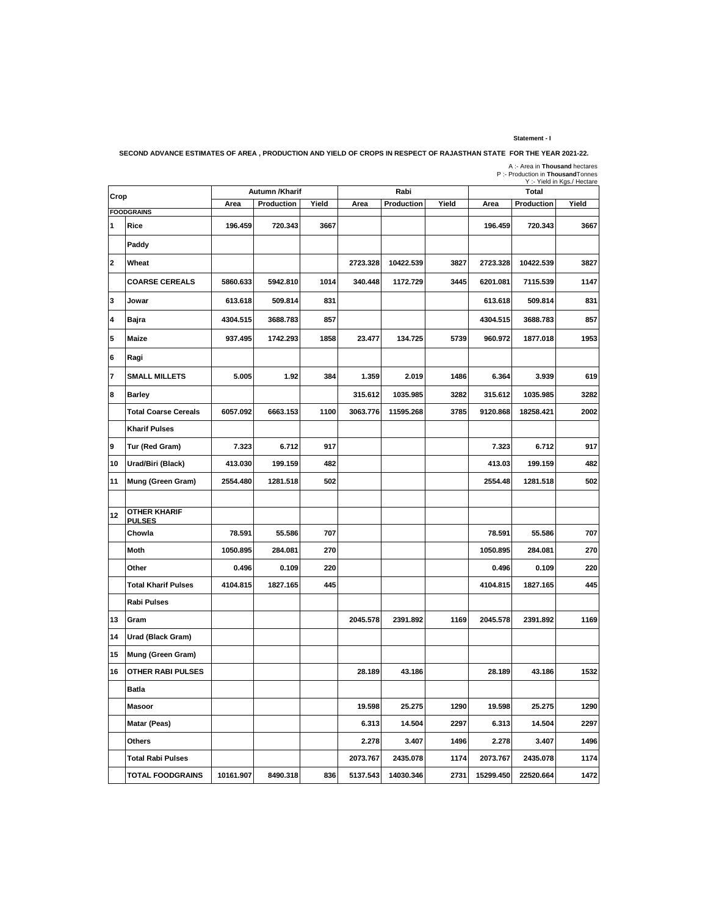Statement - I

**SECOND ADVANCE ESTIMATES OF AREA , PRODUCTION AND YIELD OF CROPS IN RESPECT OF RAJASTHAN STATE FOR THE YEAR 2021-22.**

A :- Area in **Thousand** hectares
P :- Production in **Thousand** Tonnes
Y :- Yield in Kgs./ Hectare

| | Crop | Autumn /Kharif | | | Rabi | | | Total | | |
|---|---|---|---|---|---|---|---|---|---|---|
| | | Area | Production | Yield | Area | Production | Yield | Area | Production | Yield |
| | **FOODGRAINS** | | | | | | | | | |
| 1 | Rice | 196.459 | 720.343 | 3667 | | | | 196.459 | 720.343 | 3667 |
| | Paddy | | | | | | | | | |
| 2 | Wheat | | | | 2723.328 | 10422.539 | 3827 | 2723.328 | 10422.539 | 3827 |
| | COARSE CEREALS | 5860.633 | 5942.810 | 1014 | 340.448 | 1172.729 | 3445 | 6201.081 | 7115.539 | 1147 |
| 3 | Jowar | 613.618 | 509.814 | 831 | | | | 613.618 | 509.814 | 831 |
| 4 | Bajra | 4304.515 | 3688.783 | 857 | | | | 4304.515 | 3688.783 | 857 |
| 5 | Maize | 937.495 | 1742.293 | 1858 | 23.477 | 134.725 | 5739 | 960.972 | 1877.018 | 1953 |
| 6 | Ragi | | | | | | | | | |
| 7 | SMALL MILLETS | 5.005 | 1.92 | 384 | 1.359 | 2.019 | 1486 | 6.364 | 3.939 | 619 |
| 8 | Barley | | | | 315.612 | 1035.985 | 3282 | 315.612 | 1035.985 | 3282 |
| | Total Coarse Cereals | 6057.092 | 6663.153 | 1100 | 3063.776 | 11595.268 | 3785 | 9120.868 | 18258.421 | 2002 |
| | Kharif Pulses | | | | | | | | | |
| 9 | Tur (Red Gram) | 7.323 | 6.712 | 917 | | | | 7.323 | 6.712 | 917 |
| 10 | Urad/Biri (Black) | 413.030 | 199.159 | 482 | | | | 413.03 | 199.159 | 482 |
| 11 | Mung (Green Gram) | 2554.480 | 1281.518 | 502 | | | | 2554.48 | 1281.518 | 502 |
| | | | | | | | | | | |
| 12 | OTHER KHARIF PULSES | | | | | | | | | |
| | Chowla | 78.591 | 55.586 | 707 | | | | 78.591 | 55.586 | 707 |
| | Moth | 1050.895 | 284.081 | 270 | | | | 1050.895 | 284.081 | 270 |
| | Other | 0.496 | 0.109 | 220 | | | | 0.496 | 0.109 | 220 |
| | Total Kharif Pulses | 4104.815 | 1827.165 | 445 | | | | 4104.815 | 1827.165 | 445 |
| | Rabi Pulses | | | | | | | | | |
| 13 | Gram | | | | 2045.578 | 2391.892 | 1169 | 2045.578 | 2391.892 | 1169 |
| 14 | Urad (Black Gram) | | | | | | | | | |
| 15 | Mung (Green Gram) | | | | | | | | | |
| 16 | OTHER RABI PULSES | | | | 28.189 | 43.186 | | 28.189 | 43.186 | 1532 |
| | Batla | | | | | | | | | |
| | Masoor | | | | 19.598 | 25.275 | 1290 | 19.598 | 25.275 | 1290 |
| | Matar (Peas) | | | | 6.313 | 14.504 | 2297 | 6.313 | 14.504 | 2297 |
| | Others | | | | 2.278 | 3.407 | 1496 | 2.278 | 3.407 | 1496 |
| | Total Rabi Pulses | | | | 2073.767 | 2435.078 | 1174 | 2073.767 | 2435.078 | 1174 |
| | TOTAL FOODGRAINS | 10161.907 | 8490.318 | 836 | 5137.543 | 14030.346 | 2731 | 15299.450 | 22520.664 | 1472 |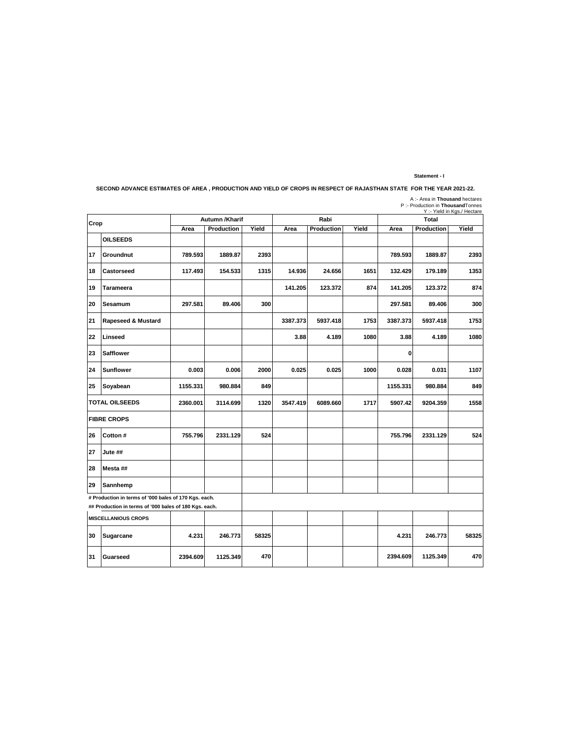Statement - I

**SECOND ADVANCE ESTIMATES OF AREA , PRODUCTION AND YIELD OF CROPS IN RESPECT OF RAJASTHAN STATE FOR THE YEAR 2021-22.**

A :- Area in **Thousand** hectares
P :- Production in **Thousand** Tonnes
Y :- Yield in Kgs./ Hectare

| Crop | | Autumn /Kharif | | | Rabi | | | Total | | |
|---|---|---|---|---|---|---|---|---|---|---|
| | | Area | Production | Yield | Area | Production | Yield | Area | Production | Yield |
| | **OILSEEDS** | | | | | | | | | |
| 17 | Groundnut | 789.593 | 1889.87 | 2393 | | | | 789.593 | 1889.87 | 2393 |
| 18 | Castorseed | 117.493 | 154.533 | 1315 | 14.936 | 24.656 | 1651 | 132.429 | 179.189 | 1353 |
| 19 | Tarameera | | | | 141.205 | 123.372 | 874 | 141.205 | 123.372 | 874 |
| 20 | Sesamum | 297.581 | 89.406 | 300 | | | | 297.581 | 89.406 | 300 |
| 21 | Rapeseed & Mustard | | | | 3387.373 | 5937.418 | 1753 | 3387.373 | 5937.418 | 1753 |
| 22 | Linseed | | | | 3.88 | 4.189 | 1080 | 3.88 | 4.189 | 1080 |
| 23 | Safflower | | | | | | | 0 | | |
| 24 | Sunflower | 0.003 | 0.006 | 2000 | 0.025 | 0.025 | 1000 | 0.028 | 0.031 | 1107 |
| 25 | Soyabean | 1155.331 | 980.884 | 849 | | | | 1155.331 | 980.884 | 849 |
| **TOTAL OILSEEDS** | | 2360.001 | 3114.699 | 1320 | 3547.419 | 6089.660 | 1717 | 5907.42 | 9204.359 | 1558 |
| **FIBRE CROPS** | | | | | | | | | | |
| 26 | Cotton # | 755.796 | 2331.129 | 524 | | | | 755.796 | 2331.129 | 524 |
| 27 | Jute ## | | | | | | | | | |
| 28 | Mesta ## | | | | | | | | | |
| 29 | Sannhemp | | | | | | | | | |
| **MISCELLANIOUS CROPS** | | | | | | | | | | |
| 30 | Sugarcane | 4.231 | 246.773 | 58325 | | | | 4.231 | 246.773 | 58325 |
| 31 | Guarseed | 2394.609 | 1125.349 | 470 | | | | 2394.609 | 1125.349 | 470 |

# Production in terms of '000 bales of 170 Kgs. each.
## Production in terms of '000 bales of 180 Kgs. each.